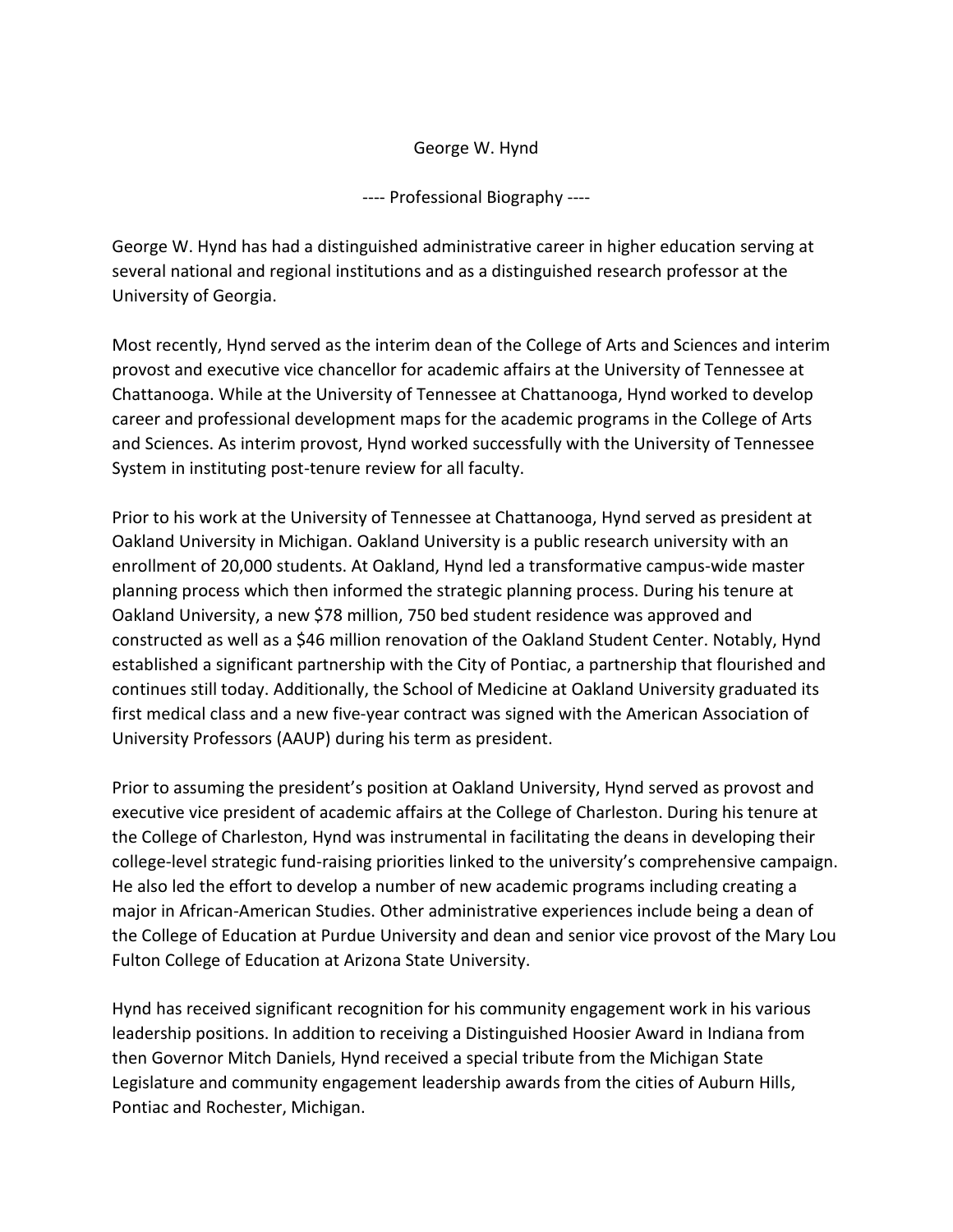# George W. Hynd

---- Professional Biography ----

George W. Hynd has had a distinguished administrative career in higher education serving at several national and regional institutions and as a distinguished research professor at the University of Georgia.

Most recently, Hynd served as the interim dean of the College of Arts and Sciences and interim provost and executive vice chancellor for academic affairs at the University of Tennessee at Chattanooga. While at the University of Tennessee at Chattanooga, Hynd worked to develop career and professional development maps for the academic programs in the College of Arts and Sciences. As interim provost, Hynd worked successfully with the University of Tennessee System in instituting post-tenure review for all faculty.

Prior to his work at the University of Tennessee at Chattanooga, Hynd served as president at Oakland University in Michigan. Oakland University is a public research university with an enrollment of 20,000 students. At Oakland, Hynd led a transformative campus-wide master planning process which then informed the strategic planning process. During his tenure at Oakland University, a new $78 million, 750 bed student residence was approved and constructed as well as a $46 million renovation of the Oakland Student Center. Notably, Hynd established a significant partnership with the City of Pontiac, a partnership that flourished and continues still today. Additionally, the School of Medicine at Oakland University graduated its first medical class and a new five-year contract was signed with the American Association of University Professors (AAUP) during his term as president.

Prior to assuming the president's position at Oakland University, Hynd served as provost and executive vice president of academic affairs at the College of Charleston. During his tenure at the College of Charleston, Hynd was instrumental in facilitating the deans in developing their college-level strategic fund-raising priorities linked to the university's comprehensive campaign. He also led the effort to develop a number of new academic programs including creating a major in African-American Studies. Other administrative experiences include being a dean of the College of Education at Purdue University and dean and senior vice provost of the Mary Lou Fulton College of Education at Arizona State University.

Hynd has received significant recognition for his community engagement work in his various leadership positions. In addition to receiving a Distinguished Hoosier Award in Indiana from then Governor Mitch Daniels, Hynd received a special tribute from the Michigan State Legislature and community engagement leadership awards from the cities of Auburn Hills, Pontiac and Rochester, Michigan.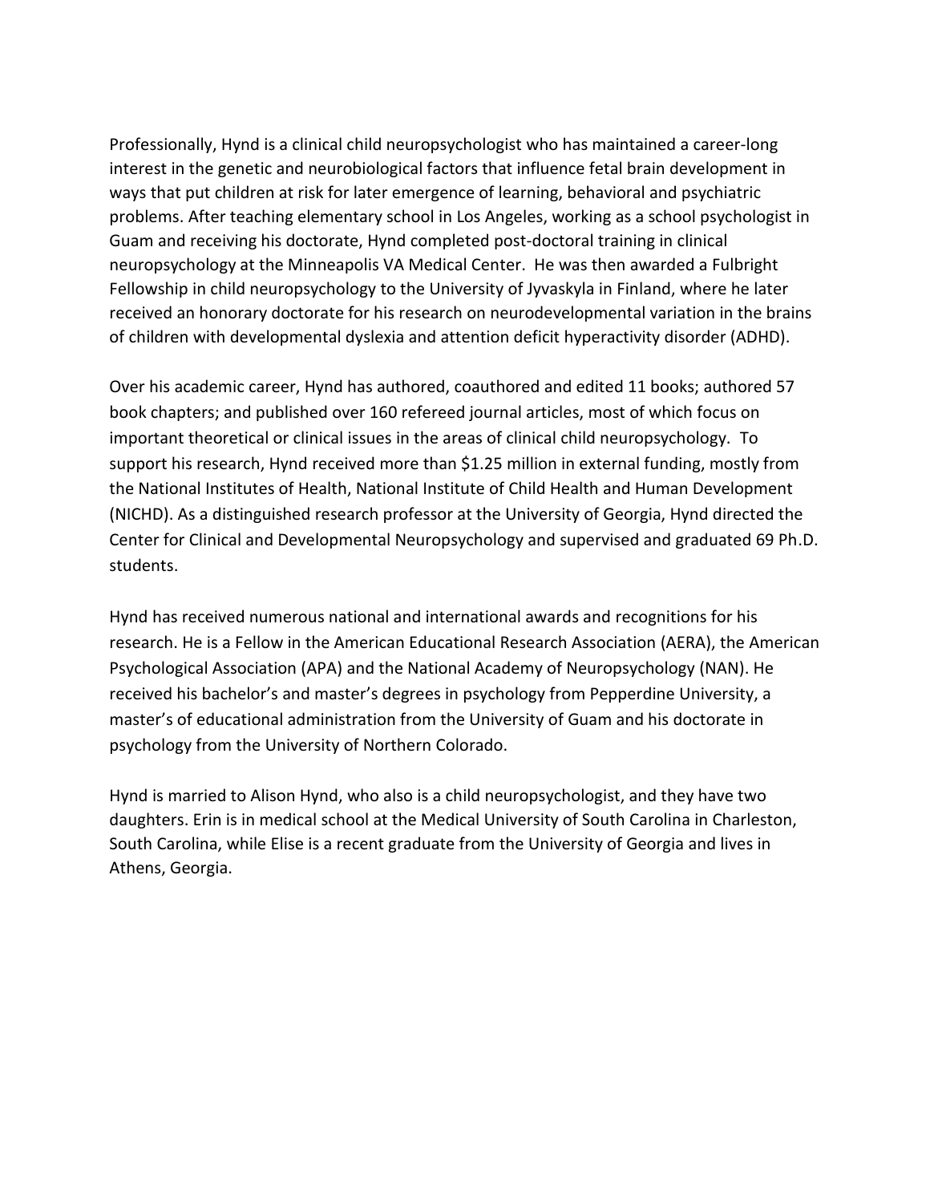Professionally, Hynd is a clinical child neuropsychologist who has maintained a career-long interest in the genetic and neurobiological factors that influence fetal brain development in ways that put children at risk for later emergence of learning, behavioral and psychiatric problems. After teaching elementary school in Los Angeles, working as a school psychologist in Guam and receiving his doctorate, Hynd completed post-doctoral training in clinical neuropsychology at the Minneapolis VA Medical Center. He was then awarded a Fulbright Fellowship in child neuropsychology to the University of Jyvaskyla in Finland, where he later received an honorary doctorate for his research on neurodevelopmental variation in the brains of children with developmental dyslexia and attention deficit hyperactivity disorder (ADHD).

Over his academic career, Hynd has authored, coauthored and edited 11 books; authored 57 book chapters; and published over 160 refereed journal articles, most of which focus on important theoretical or clinical issues in the areas of clinical child neuropsychology. To support his research, Hynd received more than $1.25 million in external funding, mostly from the National Institutes of Health, National Institute of Child Health and Human Development (NICHD). As a distinguished research professor at the University of Georgia, Hynd directed the Center for Clinical and Developmental Neuropsychology and supervised and graduated 69 Ph.D. students.

Hynd has received numerous national and international awards and recognitions for his research. He is a Fellow in the American Educational Research Association (AERA), the American Psychological Association (APA) and the National Academy of Neuropsychology (NAN). He received his bachelor's and master's degrees in psychology from Pepperdine University, a master's of educational administration from the University of Guam and his doctorate in psychology from the University of Northern Colorado.

Hynd is married to Alison Hynd, who also is a child neuropsychologist, and they have two daughters. Erin is in medical school at the Medical University of South Carolina in Charleston, South Carolina, while Elise is a recent graduate from the University of Georgia and lives in Athens, Georgia.